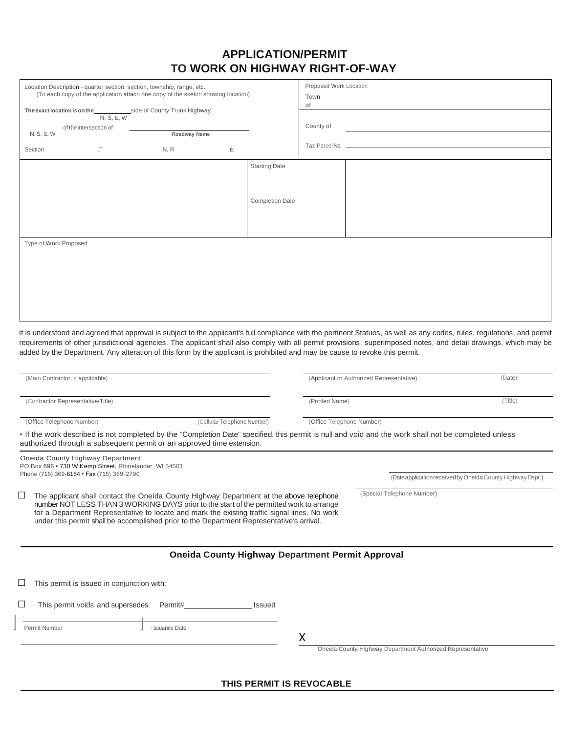# APPLICATION/PERMIT
# TO WORK ON HIGHWAY RIGHT-OF-WAY

| Location Description - quarter section, section, township, range, etc. (To each copy of the application attach one copy of the sketch showing location) | Proposed Work Location |
|---|---|
| **The exact location is on the** ___________ side of County Trunk Highway (N, S, E, W) | Town of |
| ___________ of the intersection of ___________ (N, S, E, W) (Roadway Name) | County of |
| Section ______ , T ______ N, R ______ E. | Tax Parcel No. |

| | Starting Date | |
|---|---|---|
| | Completion Dale | |

Type of Work Proposed

It is understood and agreed that approval is subject to the applicant's full compliance with the pertinent Statues, as well as any codes, rules, regulations, and permit requirements of other jurisdictional agencies. The applicant shall also comply with all permit provisions, superimposed notes, and detail drawings, which may be added by the Department. Any alteration of this form by the applicant is prohibited and may be cause to revoke this permit.

(Main Contractor, if applicable)

(Applicant or Authorized Representative) (Date)

(Contractor Representative/Title)

(Printed Name) (Title)

(Office Telephone Number) (Cellular Telephone Number)

(Office Telephone Number)

• If the work described is not completed by the "Completion Date" specified, this permit is null and void and the work shall not be completed unless authorized through a subsequent permit or an approved time extension.

Oneida County Highway Department
PO Box 696 • 730 W Kemp Street, Rhinelander, WI 54501
Phone (715) 369-6184 • Fax (715) 369-2790

(Date application received by Oneida County Highway Dept.)

☐ The applicant shall contact the Oneida County Highway Department at the above telephone number NOT LESS THAN 3 WORKING DAYS prior to the start of the permitted work to arrange for a Department Representative to locate and mark the existing traffic signal lines. No work under this permit shall be accomplished prior to the Department Representative's arrival.

(Special Telephone Number)

## Oneida County Highway Department Permit Approval

☐ This permit is issued in conjunction with:

☐ This permit voids and supersedes: Permit#________________ Issued

Permit Number | Issuance Date

X

Oneida County Highway Department Authorized Representative

**THIS PERMIT IS REVOCABLE**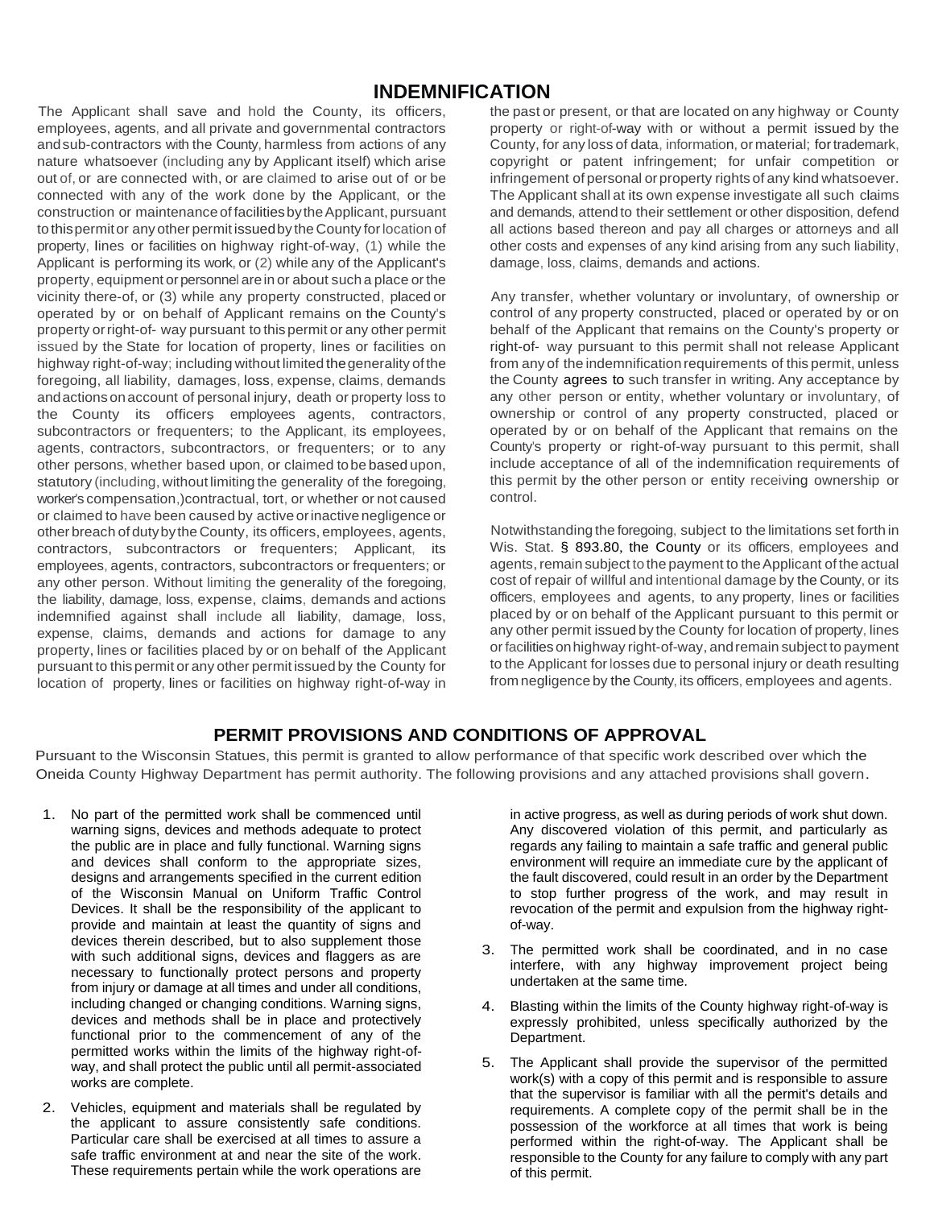## INDEMNIFICATION

The Applicant shall save and hold the County, its officers, employees, agents, and all private and governmental contractors and sub-contractors with the County, harmless from actions of any nature whatsoever (including any by Applicant itself) which arise out of, or are connected with, or are claimed to arise out of or be connected with any of the work done by the Applicant, or the construction or maintenance of facilities by the Applicant, pursuant to this permit or any other permit issued by the County for location of property, lines or facilities on highway right-of-way, (1) while the Applicant is performing its work, or (2) while any of the Applicant's property, equipment or personnel are in or about such a place or the vicinity there-of, or (3) while any property constructed, placed or operated by or on behalf of Applicant remains on the County's property or right-of- way pursuant to this permit or any other permit issued by the State for location of property, lines or facilities on highway right-of-way; including without limited the generality of the foregoing, all liability, damages, loss, expense, claims, demands and actions on account of personal injury, death or property loss to the County its officers, employees agents, contractors, subcontractors or frequenters; to the Applicant, its employees, agents, contractors, subcontractors, or frequenters; or to any other persons, whether based upon, or claimed to be based upon, statutory (including, without limiting the generality of the foregoing, worker's compensation,)contractual, tort, or whether or not caused or claimed to have been caused by active or inactive negligence or other breach of duty by the County, its officers, employees, agents, contractors, subcontractors or frequenters; Applicant, its employees, agents, contractors, subcontractors or frequenters; or any other person. Without limiting the generality of the foregoing, the liability, damage, loss, expense, claims, demands and actions indemnified against shall include all liability, damage, loss, expense, claims, demands and actions for damage to any property, lines or facilities placed by or on behalf of the Applicant pursuant to this permit or any other permit issued by the County for location of property, lines or facilities on highway right-of-way in the past or present, or that are located on any highway or County property or right-of-way with or without a permit issued by the County, for any loss of data, information, or material; for trademark, copyright or patent infringement; for unfair competition or infringement of personal or property rights of any kind whatsoever. The Applicant shall at its own expense investigate all such claims and demands, attend to their settlement or other disposition, defend all actions based thereon and pay all charges or attorneys and all other costs and expenses of any kind arising from any such liability, damage, loss, claims, demands and actions.

Any transfer, whether voluntary or involuntary, of ownership or control of any property constructed, placed or operated by or on behalf of the Applicant that remains on the County's property or right-of- way pursuant to this permit shall not release Applicant from any of the indemnification requirements of this permit, unless the County agrees to such transfer in writing. Any acceptance by any other person or entity, whether voluntary or involuntary, of ownership or control of any property constructed, placed or operated by or on behalf of the Applicant that remains on the County's property or right-of-way pursuant to this permit, shall include acceptance of all of the indemnification requirements of this permit by the other person or entity receiving ownership or control.

Notwithstanding the foregoing, subject to the limitations set forth in Wis. Stat. § 893.80, the County or its officers, employees and agents, remain subject to the payment to the Applicant of the actual cost of repair of willful and intentional damage by the County, or its officers, employees and agents, to any property, lines or facilities placed by or on behalf of the Applicant pursuant to this permit or any other permit issued by the County for location of property, lines or facilities on highway right-of-way, and remain subject to payment to the Applicant for losses due to personal injury or death resulting from negligence by the County, its officers, employees and agents.

## PERMIT PROVISIONS AND CONDITIONS OF APPROVAL

Pursuant to the Wisconsin Statues, this permit is granted to allow performance of that specific work described over which the Oneida County Highway Department has permit authority. The following provisions and any attached provisions shall govern.

1. No part of the permitted work shall be commenced until warning signs, devices and methods adequate to protect the public are in place and fully functional. Warning signs and devices shall conform to the appropriate sizes, designs and arrangements specified in the current edition of the Wisconsin Manual on Uniform Traffic Control Devices. It shall be the responsibility of the applicant to provide and maintain at least the quantity of signs and devices therein described, but to also supplement those with such additional signs, devices and flaggers as are necessary to functionally protect persons and property from injury or damage at all times and under all conditions, including changed or changing conditions. Warning signs, devices and methods shall be in place and protectively functional prior to the commencement of any of the permitted works within the limits of the highway right-of-way, and shall protect the public until all permit-associated works are complete.
2. Vehicles, equipment and materials shall be regulated by the applicant to assure consistently safe conditions. Particular care shall be exercised at all times to assure a safe traffic environment at and near the site of the work. These requirements pertain while the work operations are in active progress, as well as during periods of work shut down. Any discovered violation of this permit, and particularly as regards any failing to maintain a safe traffic and general public environment will require an immediate cure by the applicant of the fault discovered, could result in an order by the Department to stop further progress of the work, and may result in revocation of the permit and expulsion from the highway right-of-way.
3. The permitted work shall be coordinated, and in no case interfere, with any highway improvement project being undertaken at the same time.
4. Blasting within the limits of the County highway right-of-way is expressly prohibited, unless specifically authorized by the Department.
5. The Applicant shall provide the supervisor of the permitted work(s) with a copy of this permit and is responsible to assure that the supervisor is familiar with all the permit's details and requirements. A complete copy of the permit shall be in the possession of the workforce at all times that work is being performed within the right-of-way. The Applicant shall be responsible to the County for any failure to comply with any part of this permit.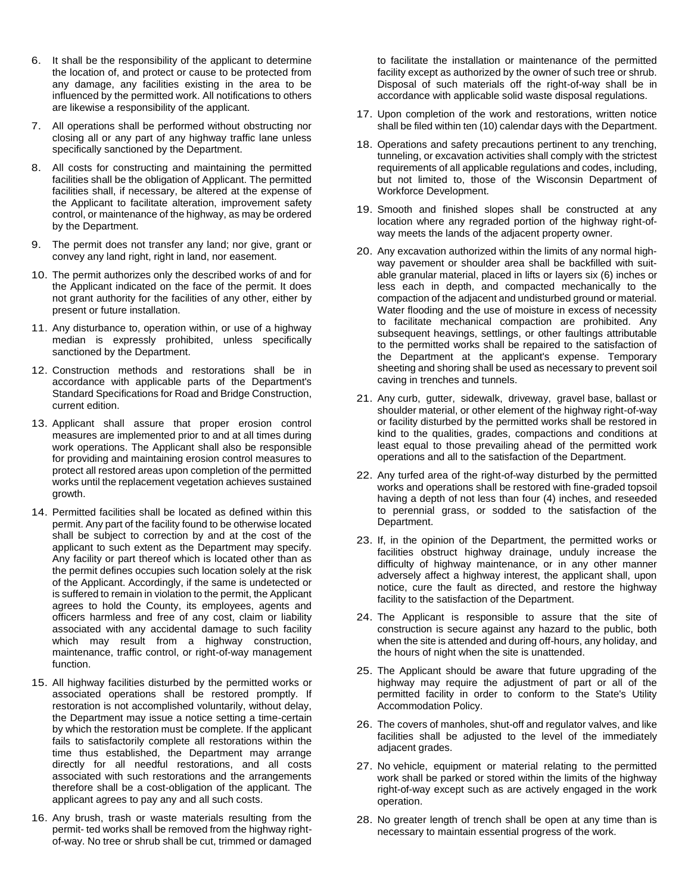6. It shall be the responsibility of the applicant to determine the location of, and protect or cause to be protected from any damage, any facilities existing in the area to be influenced by the permitted work. All notifications to others are likewise a responsibility of the applicant.

7. All operations shall be performed without obstructing nor closing all or any part of any highway traffic lane unless specifically sanctioned by the Department.

8. All costs for constructing and maintaining the permitted facilities shall be the obligation of Applicant. The permitted facilities shall, if necessary, be altered at the expense of the Applicant to facilitate alteration, improvement safety control, or maintenance of the highway, as may be ordered by the Department.

9. The permit does not transfer any land; nor give, grant or convey any land right, right in land, nor easement.

10. The permit authorizes only the described works of and for the Applicant indicated on the face of the permit. It does not grant authority for the facilities of any other, either by present or future installation.

11. Any disturbance to, operation within, or use of a highway median is expressly prohibited, unless specifically sanctioned by the Department.

12. Construction methods and restorations shall be in accordance with applicable parts of the Department's Standard Specifications for Road and Bridge Construction, current edition.

13. Applicant shall assure that proper erosion control measures are implemented prior to and at all times during work operations. The Applicant shall also be responsible for providing and maintaining erosion control measures to protect all restored areas upon completion of the permitted works until the replacement vegetation achieves sustained growth.

14. Permitted facilities shall be located as defined within this permit. Any part of the facility found to be otherwise located shall be subject to correction by and at the cost of the applicant to such extent as the Department may specify. Any facility or part thereof which is located other than as the permit defines occupies such location solely at the risk of the Applicant. Accordingly, if the same is undetected or is suffered to remain in violation to the permit, the Applicant agrees to hold the County, its employees, agents and officers harmless and free of any cost, claim or liability associated with any accidental damage to such facility which may result from a highway construction, maintenance, traffic control, or right-of-way management function.

15. All highway facilities disturbed by the permitted works or associated operations shall be restored promptly. If restoration is not accomplished voluntarily, without delay, the Department may issue a notice setting a time-certain by which the restoration must be complete. If the applicant fails to satisfactorily complete all restorations within the time thus established, the Department may arrange directly for all needful restorations, and all costs associated with such restorations and the arrangements therefore shall be a cost-obligation of the applicant. The applicant agrees to pay any and all such costs.

16. Any brush, trash or waste materials resulting from the permit- ted works shall be removed from the highway right-of-way. No tree or shrub shall be cut, trimmed or damaged to facilitate the installation or maintenance of the permitted facility except as authorized by the owner of such tree or shrub. Disposal of such materials off the right-of-way shall be in accordance with applicable solid waste disposal regulations.

17. Upon completion of the work and restorations, written notice shall be filed within ten (10) calendar days with the Department.

18. Operations and safety precautions pertinent to any trenching, tunneling, or excavation activities shall comply with the strictest requirements of all applicable regulations and codes, including, but not limited to, those of the Wisconsin Department of Workforce Development.

19. Smooth and finished slopes shall be constructed at any location where any regraded portion of the highway right-of-way meets the lands of the adjacent property owner.

20. Any excavation authorized within the limits of any normal highway pavement or shoulder area shall be backfilled with suitable granular material, placed in lifts or layers six (6) inches or less each in depth, and compacted mechanically to the compaction of the adjacent and undisturbed ground or material. Water flooding and the use of moisture in excess of necessity to facilitate mechanical compaction are prohibited. Any subsequent heavings, settlings, or other faultings attributable to the permitted works shall be repaired to the satisfaction of the Department at the applicant's expense. Temporary sheeting and shoring shall be used as necessary to prevent soil caving in trenches and tunnels.

21. Any curb, gutter, sidewalk, driveway, gravel base, ballast or shoulder material, or other element of the highway right-of-way or facility disturbed by the permitted works shall be restored in kind to the qualities, grades, compactions and conditions at least equal to those prevailing ahead of the permitted work operations and all to the satisfaction of the Department.

22. Any turfed area of the right-of-way disturbed by the permitted works and operations shall be restored with fine-graded topsoil having a depth of not less than four (4) inches, and reseeded to perennial grass, or sodded to the satisfaction of the Department.

23. If, in the opinion of the Department, the permitted works or facilities obstruct highway drainage, unduly increase the difficulty of highway maintenance, or in any other manner adversely affect a highway interest, the applicant shall, upon notice, cure the fault as directed, and restore the highway facility to the satisfaction of the Department.

24. The Applicant is responsible to assure that the site of construction is secure against any hazard to the public, both when the site is attended and during off-hours, any holiday, and the hours of night when the site is unattended.

25. The Applicant should be aware that future upgrading of the highway may require the adjustment of part or all of the permitted facility in order to conform to the State's Utility Accommodation Policy.

26. The covers of manholes, shut-off and regulator valves, and like facilities shall be adjusted to the level of the immediately adjacent grades.

27. No vehicle, equipment or material relating to the permitted work shall be parked or stored within the limits of the highway right-of-way except such as are actively engaged in the work operation.

28. No greater length of trench shall be open at any time than is necessary to maintain essential progress of the work.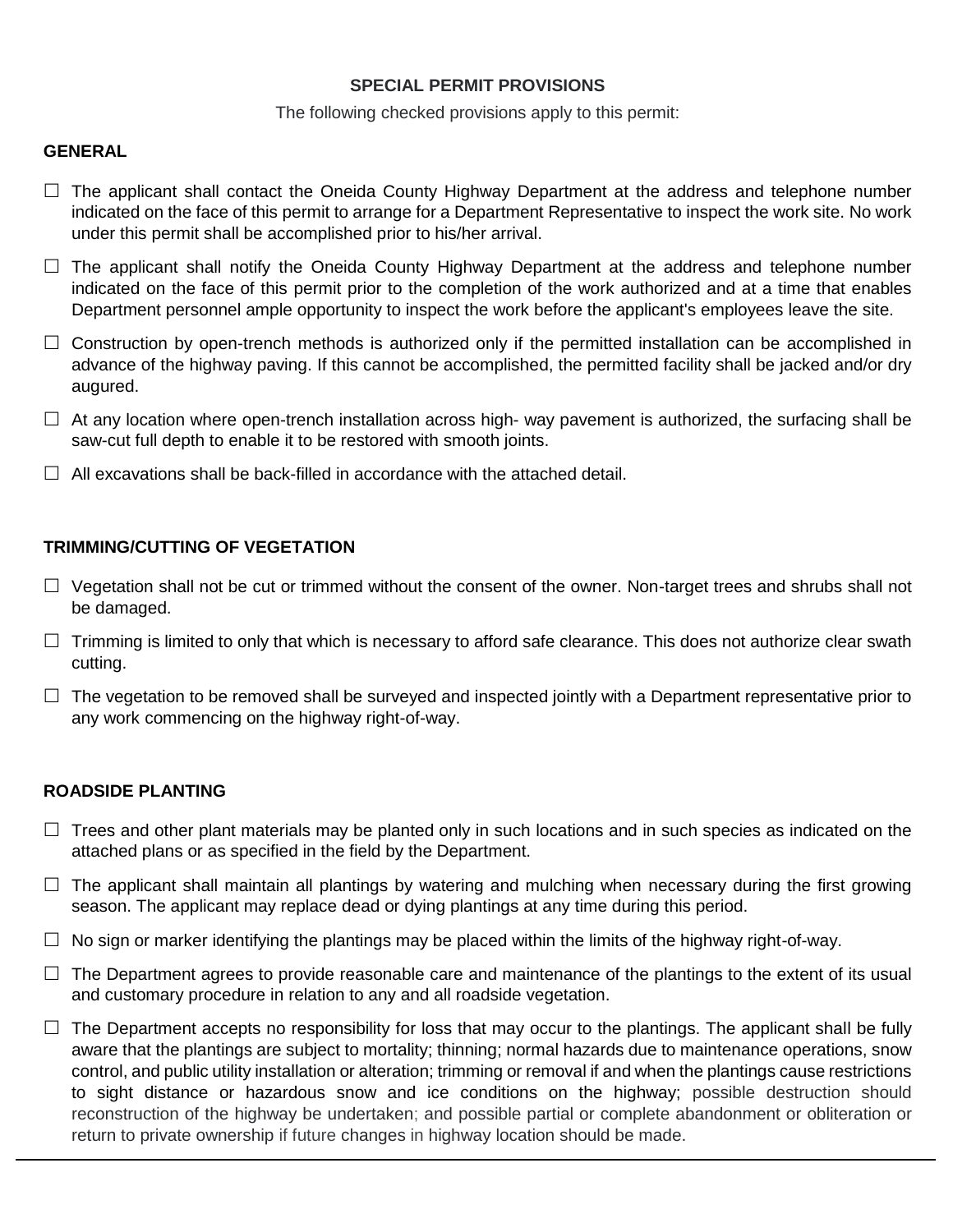**SPECIAL PERMIT PROVISIONS**

The following checked provisions apply to this permit:

**GENERAL**

☐ The applicant shall contact the Oneida County Highway Department at the address and telephone number indicated on the face of this permit to arrange for a Department Representative to inspect the work site. No work under this permit shall be accomplished prior to his/her arrival.

☐ The applicant shall notify the Oneida County Highway Department at the address and telephone number indicated on the face of this permit prior to the completion of the work authorized and at a time that enables Department personnel ample opportunity to inspect the work before the applicant's employees leave the site.

☐ Construction by open-trench methods is authorized only if the permitted installation can be accomplished in advance of the highway paving. If this cannot be accomplished, the permitted facility shall be jacked and/or dry augured.

☐ At any location where open-trench installation across high- way pavement is authorized, the surfacing shall be saw-cut full depth to enable it to be restored with smooth joints.

☐ All excavations shall be back-filled in accordance with the attached detail.

**TRIMMING/CUTTING OF VEGETATION**

☐ Vegetation shall not be cut or trimmed without the consent of the owner. Non-target trees and shrubs shall not be damaged.

☐ Trimming is limited to only that which is necessary to afford safe clearance. This does not authorize clear swath cutting.

☐ The vegetation to be removed shall be surveyed and inspected jointly with a Department representative prior to any work commencing on the highway right-of-way.

**ROADSIDE PLANTING**

☐ Trees and other plant materials may be planted only in such locations and in such species as indicated on the attached plans or as specified in the field by the Department.

☐ The applicant shall maintain all plantings by watering and mulching when necessary during the first growing season. The applicant may replace dead or dying plantings at any time during this period.

☐ No sign or marker identifying the plantings may be placed within the limits of the highway right-of-way.

☐ The Department agrees to provide reasonable care and maintenance of the plantings to the extent of its usual and customary procedure in relation to any and all roadside vegetation.

☐ The Department accepts no responsibility for loss that may occur to the plantings. The applicant shall be fully aware that the plantings are subject to mortality; thinning; normal hazards due to maintenance operations, snow control, and public utility installation or alteration; trimming or removal if and when the plantings cause restrictions to sight distance or hazardous snow and ice conditions on the highway; possible destruction should reconstruction of the highway be undertaken; and possible partial or complete abandonment or obliteration or return to private ownership if future changes in highway location should be made.